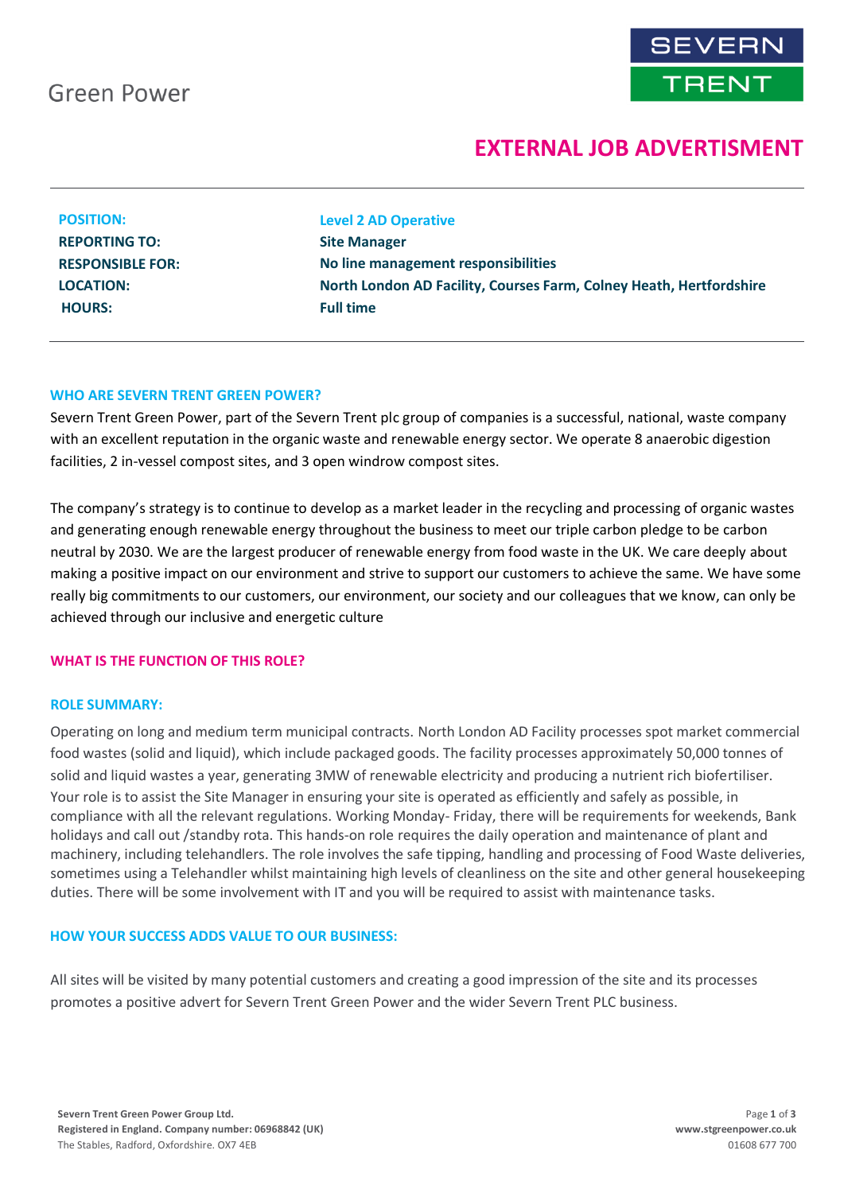Green Power

SEVERN TRENT

# EXTERNAL JOB ADVERTISMENT

| | |
|---|---|
| **POSITION:** | **Level 2 AD Operative** |
| **REPORTING TO:** | **Site Manager** |
| **RESPONSIBLE FOR:** | **No line management responsibilities** |
| **LOCATION:** | **North London AD Facility, Courses Farm, Colney Heath, Hertfordshire** |
| **HOURS:** | **Full time** |

## WHO ARE SEVERN TRENT GREEN POWER?

Severn Trent Green Power, part of the Severn Trent plc group of companies is a successful, national, waste company with an excellent reputation in the organic waste and renewable energy sector. We operate 8 anaerobic digestion facilities, 2 in-vessel compost sites, and 3 open windrow compost sites.

The company's strategy is to continue to develop as a market leader in the recycling and processing of organic wastes and generating enough renewable energy throughout the business to meet our triple carbon pledge to be carbon neutral by 2030. We are the largest producer of renewable energy from food waste in the UK. We care deeply about making a positive impact on our environment and strive to support our customers to achieve the same. We have some really big commitments to our customers, our environment, our society and our colleagues that we know, can only be achieved through our inclusive and energetic culture

## WHAT IS THE FUNCTION OF THIS ROLE?

### ROLE SUMMARY:

Operating on long and medium term municipal contracts. North London AD Facility processes spot market commercial food wastes (solid and liquid), which include packaged goods. The facility processes approximately 50,000 tonnes of solid and liquid wastes a year, generating 3MW of renewable electricity and producing a nutrient rich biofertiliser. Your role is to assist the Site Manager in ensuring your site is operated as efficiently and safely as possible, in compliance with all the relevant regulations. Working Monday- Friday, there will be requirements for weekends, Bank holidays and call out /standby rota. This hands-on role requires the daily operation and maintenance of plant and machinery, including telehandlers. The role involves the safe tipping, handling and processing of Food Waste deliveries, sometimes using a Telehandler whilst maintaining high levels of cleanliness on the site and other general housekeeping duties. There will be some involvement with IT and you will be required to assist with maintenance tasks.

### HOW YOUR SUCCESS ADDS VALUE TO OUR BUSINESS:

All sites will be visited by many potential customers and creating a good impression of the site and its processes promotes a positive advert for Severn Trent Green Power and the wider Severn Trent PLC business.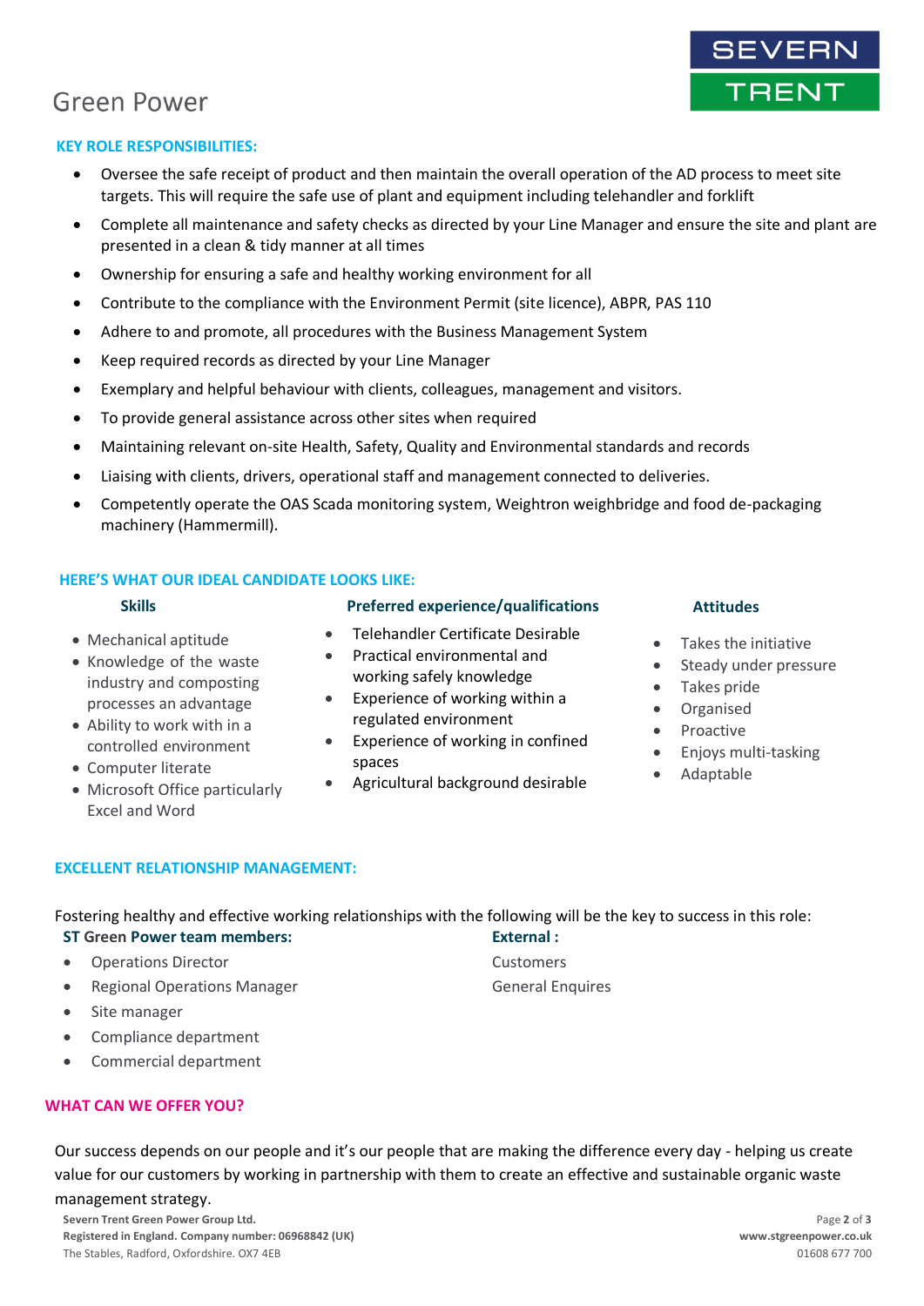Green Power

## KEY ROLE RESPONSIBILITIES:

- Oversee the safe receipt of product and then maintain the overall operation of the AD process to meet site targets. This will require the safe use of plant and equipment including telehandler and forklift
- Complete all maintenance and safety checks as directed by your Line Manager and ensure the site and plant are presented in a clean & tidy manner at all times
- Ownership for ensuring a safe and healthy working environment for all
- Contribute to the compliance with the Environment Permit (site licence), ABPR, PAS 110
- Adhere to and promote, all procedures with the Business Management System
- Keep required records as directed by your Line Manager
- Exemplary and helpful behaviour with clients, colleagues, management and visitors.
- To provide general assistance across other sites when required
- Maintaining relevant on-site Health, Safety, Quality and Environmental standards and records
- Liaising with clients, drivers, operational staff and management connected to deliveries.
- Competently operate the OAS Scada monitoring system, Weightron weighbridge and food de-packaging machinery (Hammermill).

## HERE'S WHAT OUR IDEAL CANDIDATE LOOKS LIKE:

### Skills

- Mechanical aptitude
- Knowledge of the waste industry and composting processes an advantage
- Ability to work with in a controlled environment
- Computer literate
- Microsoft Office particularly Excel and Word

### Preferred experience/qualifications

- Telehandler Certificate Desirable
- Practical environmental and working safely knowledge
- Experience of working within a regulated environment
- Experience of working in confined spaces
- Agricultural background desirable

### Attitudes

- Takes the initiative
- Steady under pressure
- Takes pride
- Organised
- Proactive
- Enjoys multi-tasking
- Adaptable

## EXCELLENT RELATIONSHIP MANAGEMENT:

Fostering healthy and effective working relationships with the following will be the key to success in this role:

**ST Green Power team members:**

- Operations Director
- Regional Operations Manager
- Site manager
- Compliance department
- Commercial department

**External :**

Customers
General Enquires

## WHAT CAN WE OFFER YOU?

Our success depends on our people and it's our people that are making the difference every day - helping us create value for our customers by working in partnership with them to create an effective and sustainable organic waste management strategy.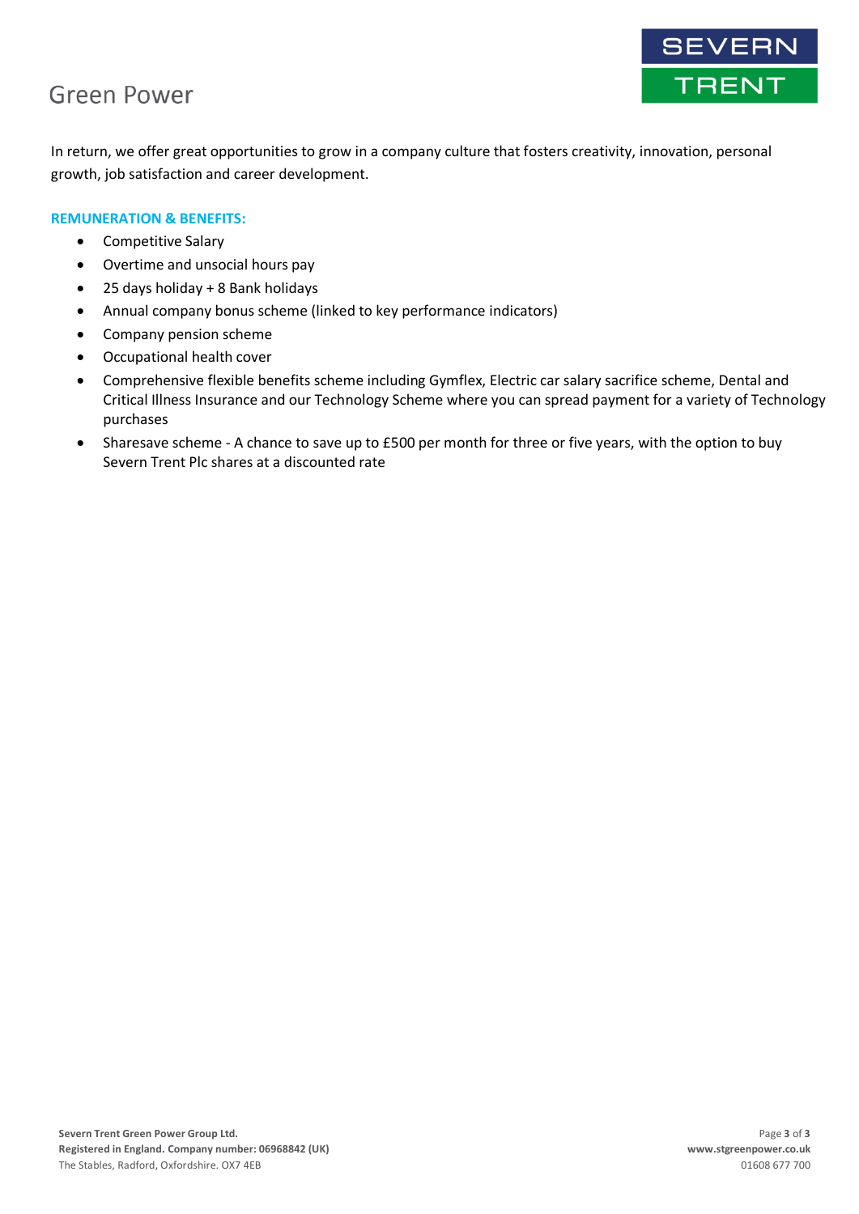In return, we offer great opportunities to grow in a company culture that fosters creativity, innovation, personal growth, job satisfaction and career development.

**REMUNERATION & BENEFITS:**

- Competitive Salary
- Overtime and unsocial hours pay
- 25 days holiday + 8 Bank holidays
- Annual company bonus scheme (linked to key performance indicators)
- Company pension scheme
- Occupational health cover
- Comprehensive flexible benefits scheme including Gymflex, Electric car salary sacrifice scheme, Dental and Critical Illness Insurance and our Technology Scheme where you can spread payment for a variety of Technology purchases
- Sharesave scheme - A chance to save up to £500 per month for three or five years, with the option to buy Severn Trent Plc shares at a discounted rate